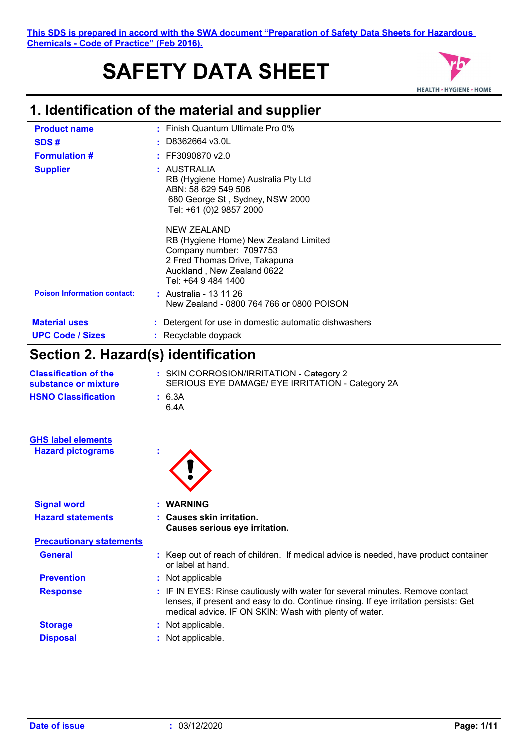This SDS is prepared in accord with the SWA document "Preparation of Safety Data Sheets for Hazardous Chemicals - Code of Practice" (Feb 2016).

# SAFETY DATA SHEET

## 1. Identification of the material and supplier

**Product name** : Finish Quantum Ultimate Pro 0%

**SDS #** : D8362664 v3.0L

**Formulation #** : FF3090870 v2.0

**Supplier** : AUSTRALIA
RB (Hygiene Home) Australia Pty Ltd
ABN: 58 629 549 506
680 George St , Sydney, NSW 2000
Tel: +61 (0)2 9857 2000

NEW ZEALAND
RB (Hygiene Home) New Zealand Limited
Company number: 7097753
2 Fred Thomas Drive, Takapuna
Auckland , New Zealand 0622
Tel: +64 9 484 1400

**Poison Information contact:** : Australia - 13 11 26
New Zealand - 0800 764 766 or 0800 POISON

**Material uses** : Detergent for use in domestic automatic dishwashers

**UPC Code / Sizes** : Recyclable doypack

## Section 2. Hazard(s) identification

**Classification of the substance or mixture** : SKIN CORROSION/IRRITATION - Category 2
SERIOUS EYE DAMAGE/ EYE IRRITATION - Category 2A

**HSNO Classification** : 6.3A
6.4A

**GHS label elements**

**Hazard pictograms** :

**Signal word** : **WARNING**

**Hazard statements** : **Causes skin irritation.**
**Causes serious eye irritation.**

**Precautionary statements**

**General** : Keep out of reach of children. If medical advice is needed, have product container or label at hand.

**Prevention** : Not applicable

**Response** : IF IN EYES: Rinse cautiously with water for several minutes. Remove contact lenses, if present and easy to do. Continue rinsing. If eye irritation persists: Get medical advice. IF ON SKIN: Wash with plenty of water.

**Storage** : Not applicable.

**Disposal** : Not applicable.

**Date of issue** : 03/12/2020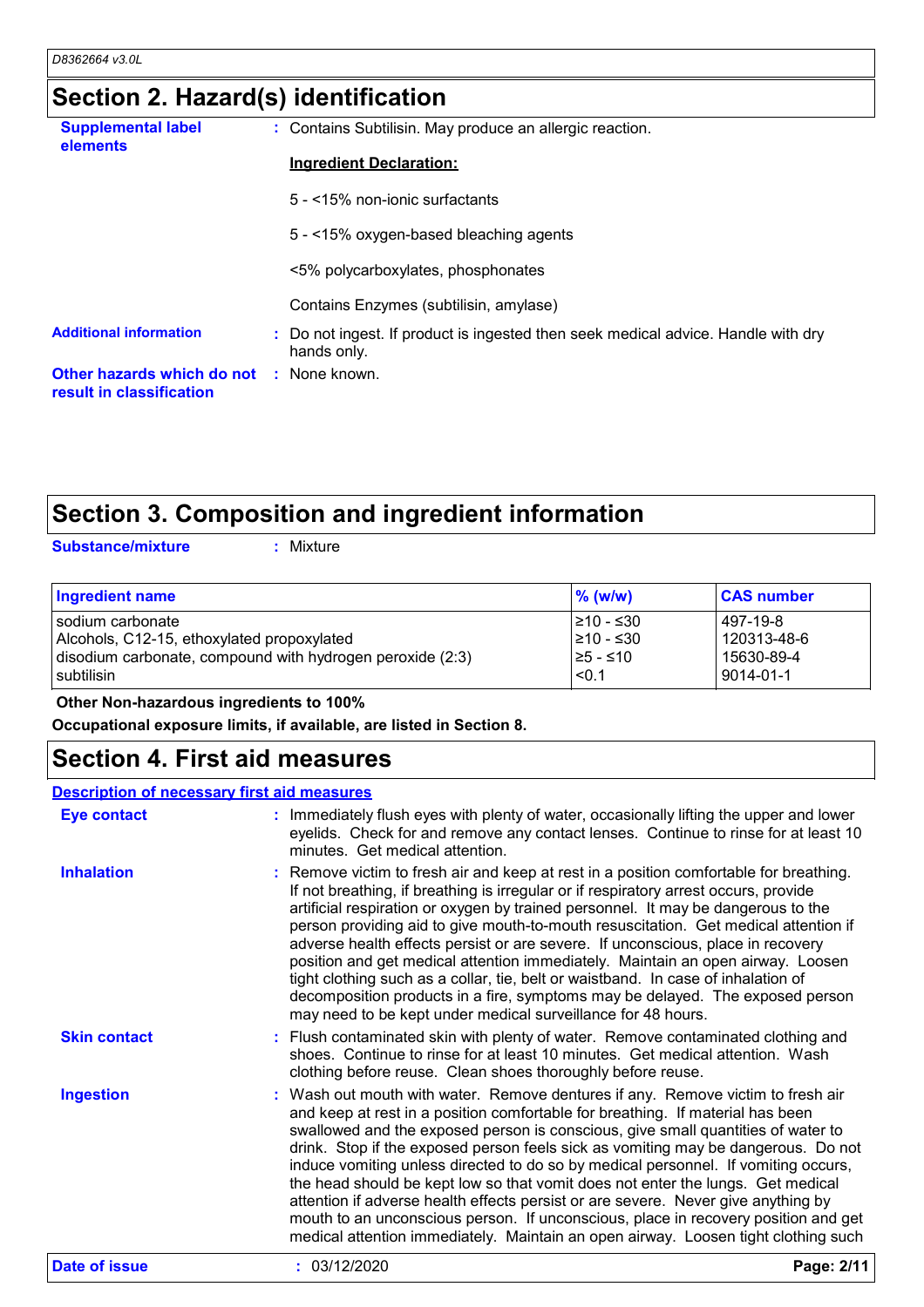## Section 2. Hazard(s) identification

**Supplemental label elements** : Contains Subtilisin. May produce an allergic reaction.

**Ingredient Declaration:**

5 - <15% non-ionic surfactants

5 - <15% oxygen-based bleaching agents

<5% polycarboxylates, phosphonates

Contains Enzymes (subtilisin, amylase)

**Additional information** : Do not ingest. If product is ingested then seek medical advice. Handle with dry hands only.

**Other hazards which do not result in classification** : None known.

## Section 3. Composition and ingredient information

**Substance/mixture** : Mixture

| Ingredient name | % (w/w) | CAS number |
|---|---|---|
| sodium carbonate | ≥10 - ≤30 | 497-19-8 |
| Alcohols, C12-15, ethoxylated propoxylated | ≥10 - ≤30 | 120313-48-6 |
| disodium carbonate, compound with hydrogen peroxide (2:3) | ≥5 - ≤10 | 15630-89-4 |
| subtilisin | <0.1 | 9014-01-1 |

**Other Non-hazardous ingredients to 100%**

**Occupational exposure limits, if available, are listed in Section 8.**

## Section 4. First aid measures

**Description of necessary first aid measures**

**Eye contact** : Immediately flush eyes with plenty of water, occasionally lifting the upper and lower eyelids. Check for and remove any contact lenses. Continue to rinse for at least 10 minutes. Get medical attention.

**Inhalation** : Remove victim to fresh air and keep at rest in a position comfortable for breathing. If not breathing, if breathing is irregular or if respiratory arrest occurs, provide artificial respiration or oxygen by trained personnel. It may be dangerous to the person providing aid to give mouth-to-mouth resuscitation. Get medical attention if adverse health effects persist or are severe. If unconscious, place in recovery position and get medical attention immediately. Maintain an open airway. Loosen tight clothing such as a collar, tie, belt or waistband. In case of inhalation of decomposition products in a fire, symptoms may be delayed. The exposed person may need to be kept under medical surveillance for 48 hours.

**Skin contact** : Flush contaminated skin with plenty of water. Remove contaminated clothing and shoes. Continue to rinse for at least 10 minutes. Get medical attention. Wash clothing before reuse. Clean shoes thoroughly before reuse.

**Ingestion** : Wash out mouth with water. Remove dentures if any. Remove victim to fresh air and keep at rest in a position comfortable for breathing. If material has been swallowed and the exposed person is conscious, give small quantities of water to drink. Stop if the exposed person feels sick as vomiting may be dangerous. Do not induce vomiting unless directed to do so by medical personnel. If vomiting occurs, the head should be kept low so that vomit does not enter the lungs. Get medical attention if adverse health effects persist or are severe. Never give anything by mouth to an unconscious person. If unconscious, place in recovery position and get medical attention immediately. Maintain an open airway. Loosen tight clothing such

**Date of issue** : 03/12/2020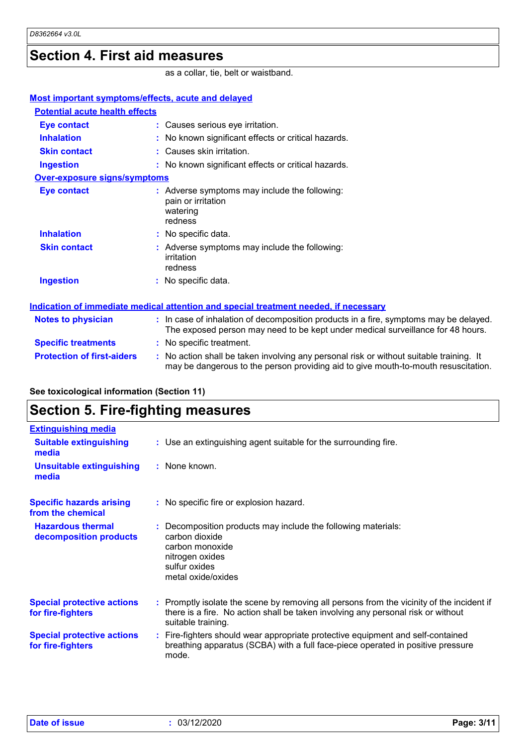## Section 4. First aid measures

as a collar, tie, belt or waistband.

### Most important symptoms/effects, acute and delayed

#### Potential acute health effects

| | |
|---|---|
| **Eye contact** | : Causes serious eye irritation. |
| **Inhalation** | : No known significant effects or critical hazards. |
| **Skin contact** | : Causes skin irritation. |
| **Ingestion** | : No known significant effects or critical hazards. |

#### Over-exposure signs/symptoms

| | |
|---|---|
| **Eye contact** | : Adverse symptoms may include the following: pain or irritation watering redness |
| **Inhalation** | : No specific data. |
| **Skin contact** | : Adverse symptoms may include the following: irritation redness |
| **Ingestion** | : No specific data. |

### Indication of immediate medical attention and special treatment needed, if necessary

| | |
|---|---|
| **Notes to physician** | : In case of inhalation of decomposition products in a fire, symptoms may be delayed. The exposed person may need to be kept under medical surveillance for 48 hours. |
| **Specific treatments** | : No specific treatment. |
| **Protection of first-aiders** | : No action shall be taken involving any personal risk or without suitable training. It may be dangerous to the person providing aid to give mouth-to-mouth resuscitation. |

**See toxicological information (Section 11)**

## Section 5. Fire-fighting measures

### Extinguishing media

| | |
|---|---|
| **Suitable extinguishing media** | : Use an extinguishing agent suitable for the surrounding fire. |
| **Unsuitable extinguishing media** | : None known. |

| | |
|---|---|
| **Specific hazards arising from the chemical** | : No specific fire or explosion hazard. |
| **Hazardous thermal decomposition products** | : Decomposition products may include the following materials: carbon dioxide carbon monoxide nitrogen oxides sulfur oxides metal oxide/oxides |
| **Special protective actions for fire-fighters** | : Promptly isolate the scene by removing all persons from the vicinity of the incident if there is a fire. No action shall be taken involving any personal risk or without suitable training. |
| **Special protective actions for fire-fighters** | : Fire-fighters should wear appropriate protective equipment and self-contained breathing apparatus (SCBA) with a full face-piece operated in positive pressure mode. |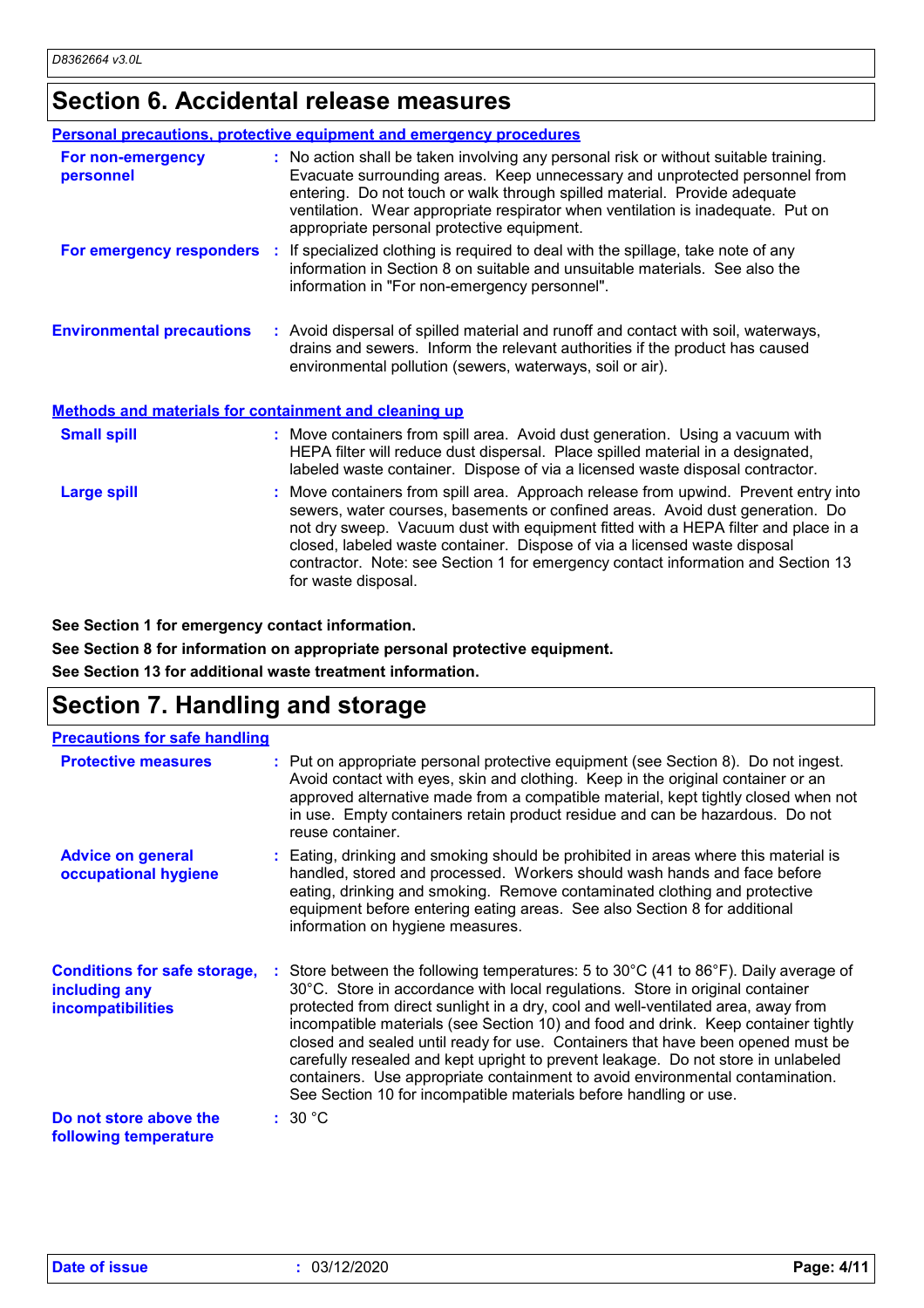## Section 6. Accidental release measures

### Personal precautions, protective equipment and emergency procedures

**For non-emergency personnel** : No action shall be taken involving any personal risk or without suitable training. Evacuate surrounding areas. Keep unnecessary and unprotected personnel from entering. Do not touch or walk through spilled material. Provide adequate ventilation. Wear appropriate respirator when ventilation is inadequate. Put on appropriate personal protective equipment.

**For emergency responders** : If specialized clothing is required to deal with the spillage, take note of any information in Section 8 on suitable and unsuitable materials. See also the information in "For non-emergency personnel".

**Environmental precautions** : Avoid dispersal of spilled material and runoff and contact with soil, waterways, drains and sewers. Inform the relevant authorities if the product has caused environmental pollution (sewers, waterways, soil or air).

### Methods and materials for containment and cleaning up

**Small spill** : Move containers from spill area. Avoid dust generation. Using a vacuum with HEPA filter will reduce dust dispersal. Place spilled material in a designated, labeled waste container. Dispose of via a licensed waste disposal contractor.

**Large spill** : Move containers from spill area. Approach release from upwind. Prevent entry into sewers, water courses, basements or confined areas. Avoid dust generation. Do not dry sweep. Vacuum dust with equipment fitted with a HEPA filter and place in a closed, labeled waste container. Dispose of via a licensed waste disposal contractor. Note: see Section 1 for emergency contact information and Section 13 for waste disposal.

**See Section 1 for emergency contact information.**

**See Section 8 for information on appropriate personal protective equipment.**

**See Section 13 for additional waste treatment information.**

## Section 7. Handling and storage

### Precautions for safe handling

**Protective measures** : Put on appropriate personal protective equipment (see Section 8). Do not ingest. Avoid contact with eyes, skin and clothing. Keep in the original container or an approved alternative made from a compatible material, kept tightly closed when not in use. Empty containers retain product residue and can be hazardous. Do not reuse container.

**Advice on general occupational hygiene** : Eating, drinking and smoking should be prohibited in areas where this material is handled, stored and processed. Workers should wash hands and face before eating, drinking and smoking. Remove contaminated clothing and protective equipment before entering eating areas. See also Section 8 for additional information on hygiene measures.

**Conditions for safe storage, including any incompatibilities** : Store between the following temperatures: 5 to 30°C (41 to 86°F). Daily average of 30°C. Store in accordance with local regulations. Store in original container protected from direct sunlight in a dry, cool and well-ventilated area, away from incompatible materials (see Section 10) and food and drink. Keep container tightly closed and sealed until ready for use. Containers that have been opened must be carefully resealed and kept upright to prevent leakage. Do not store in unlabeled containers. Use appropriate containment to avoid environmental contamination. See Section 10 for incompatible materials before handling or use.

**Do not store above the following temperature** : 30 °C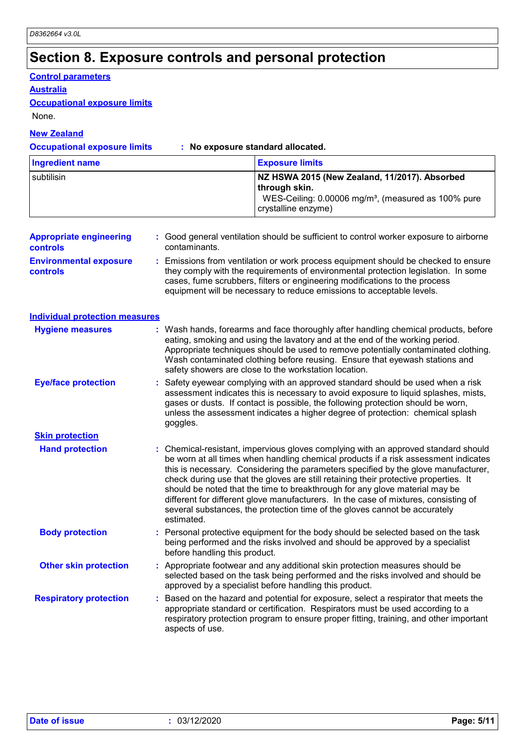# Section 8. Exposure controls and personal protection

**Control parameters**

**Australia**

**Occupational exposure limits**

None.

**New Zealand**

**Occupational exposure limits** : **No exposure standard allocated.**

| Ingredient name | Exposure limits |
| --- | --- |
| subtilisin | **NZ HSWA 2015 (New Zealand, 11/2017). Absorbed through skin.** WES-Ceiling: 0.00006 mg/m³, (measured as 100% pure crystalline enzyme) |

**Appropriate engineering controls** : Good general ventilation should be sufficient to control worker exposure to airborne contaminants.

**Environmental exposure controls** : Emissions from ventilation or work process equipment should be checked to ensure they comply with the requirements of environmental protection legislation. In some cases, fume scrubbers, filters or engineering modifications to the process equipment will be necessary to reduce emissions to acceptable levels.

**Individual protection measures**

**Hygiene measures** : Wash hands, forearms and face thoroughly after handling chemical products, before eating, smoking and using the lavatory and at the end of the working period. Appropriate techniques should be used to remove potentially contaminated clothing. Wash contaminated clothing before reusing. Ensure that eyewash stations and safety showers are close to the workstation location.

**Eye/face protection** : Safety eyewear complying with an approved standard should be used when a risk assessment indicates this is necessary to avoid exposure to liquid splashes, mists, gases or dusts. If contact is possible, the following protection should be worn, unless the assessment indicates a higher degree of protection: chemical splash goggles.

**Skin protection**

**Hand protection** : Chemical-resistant, impervious gloves complying with an approved standard should be worn at all times when handling chemical products if a risk assessment indicates this is necessary. Considering the parameters specified by the glove manufacturer, check during use that the gloves are still retaining their protective properties. It should be noted that the time to breakthrough for any glove material may be different for different glove manufacturers. In the case of mixtures, consisting of several substances, the protection time of the gloves cannot be accurately estimated.

**Body protection** : Personal protective equipment for the body should be selected based on the task being performed and the risks involved and should be approved by a specialist before handling this product.

**Other skin protection** : Appropriate footwear and any additional skin protection measures should be selected based on the task being performed and the risks involved and should be approved by a specialist before handling this product.

**Respiratory protection** : Based on the hazard and potential for exposure, select a respirator that meets the appropriate standard or certification. Respirators must be used according to a respiratory protection program to ensure proper fitting, training, and other important aspects of use.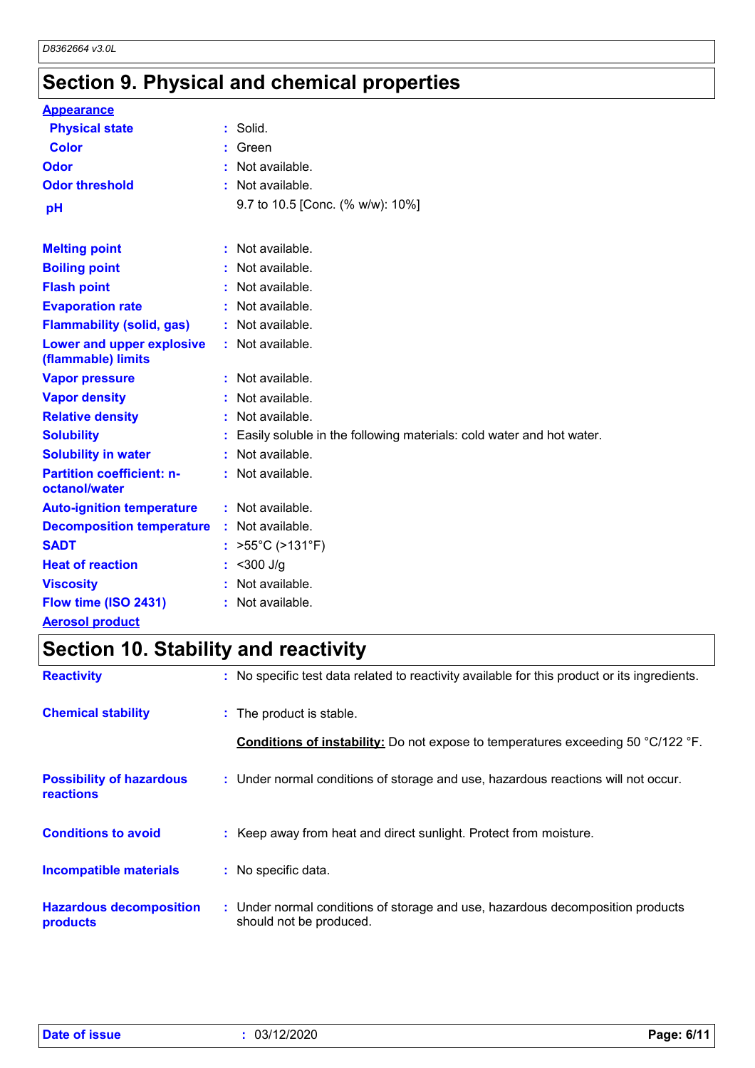## Section 9. Physical and chemical properties

**Appearance**

| Property | Value |
|---|---|
| Physical state | Solid. |
| Color | Green |
| Odor | Not available. |
| Odor threshold | Not available. |
| pH | 9.7 to 10.5 [Conc. (% w/w): 10%] |
| Melting point | Not available. |
| Boiling point | Not available. |
| Flash point | Not available. |
| Evaporation rate | Not available. |
| Flammability (solid, gas) | Not available. |
| Lower and upper explosive (flammable) limits | Not available. |
| Vapor pressure | Not available. |
| Vapor density | Not available. |
| Relative density | Not available. |
| Solubility | Easily soluble in the following materials: cold water and hot water. |
| Solubility in water | Not available. |
| Partition coefficient: n-octanol/water | Not available. |
| Auto-ignition temperature | Not available. |
| Decomposition temperature | Not available. |
| SADT | >55°C (>131°F) |
| Heat of reaction | <300 J/g |
| Viscosity | Not available. |
| Flow time (ISO 2431) | Not available. |

**Aerosol product**

## Section 10. Stability and reactivity

| Property | Value |
|---|---|
| Reactivity | No specific test data related to reactivity available for this product or its ingredients. |
| Chemical stability | The product is stable.<br><br>**Conditions of instability:** Do not expose to temperatures exceeding 50 °C/122 °F. |
| Possibility of hazardous reactions | Under normal conditions of storage and use, hazardous reactions will not occur. |
| Conditions to avoid | Keep away from heat and direct sunlight. Protect from moisture. |
| Incompatible materials | No specific data. |
| Hazardous decomposition products | Under normal conditions of storage and use, hazardous decomposition products should not be produced. |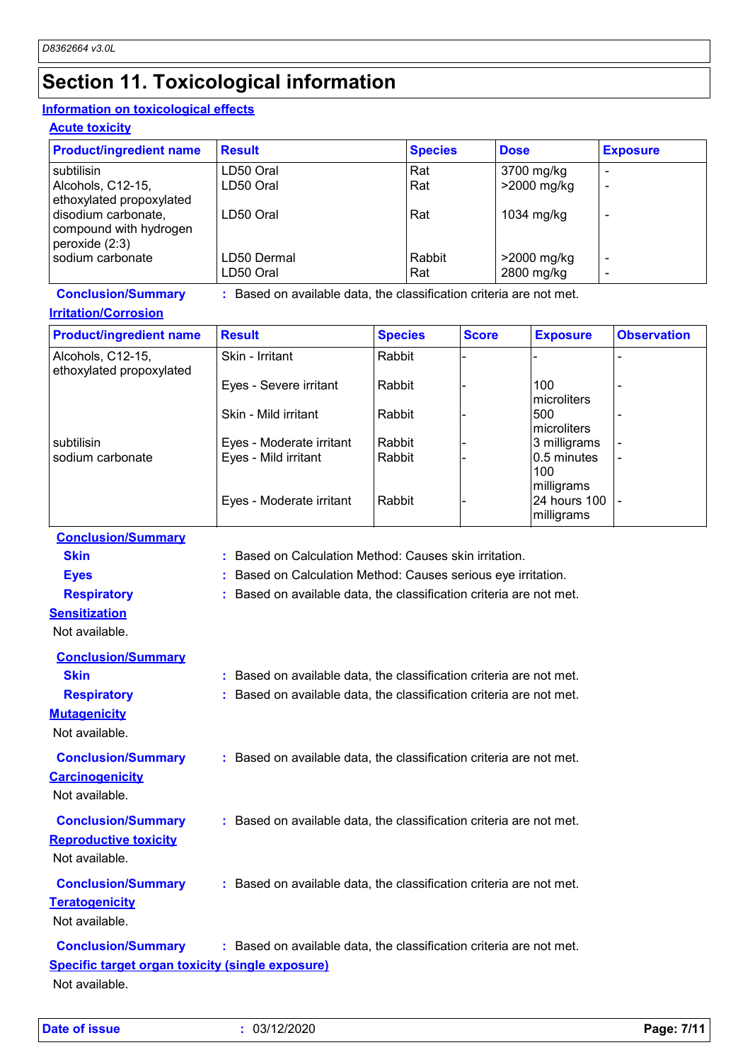# Section 11. Toxicological information

## Information on toxicological effects

### Acute toxicity

| Product/ingredient name | Result | Species | Dose | Exposure |
|---|---|---|---|---|
| subtilisin | LD50 Oral | Rat | 3700 mg/kg | - |
| Alcohols, C12-15, ethoxylated propoxylated | LD50 Oral | Rat | >2000 mg/kg | - |
| disodium carbonate, compound with hydrogen peroxide (2:3) | LD50 Oral | Rat | 1034 mg/kg | - |
| sodium carbonate | LD50 Dermal | Rabbit | >2000 mg/kg | - |
| | LD50 Oral | Rat | 2800 mg/kg | - |

**Conclusion/Summary** : Based on available data, the classification criteria are not met.

### Irritation/Corrosion

| Product/ingredient name | Result | Species | Score | Exposure | Observation |
|---|---|---|---|---|---|
| Alcohols, C12-15, ethoxylated propoxylated | Skin - Irritant | Rabbit | - | - | - |
| | Eyes - Severe irritant | Rabbit | - | 100 microliters | - |
| | Skin - Mild irritant | Rabbit | - | 500 microliters | - |
| subtilisin | Eyes - Moderate irritant | Rabbit | - | 3 milligrams | - |
| sodium carbonate | Eyes - Mild irritant | Rabbit | - | 0.5 minutes 100 milligrams | - |
| | Eyes - Moderate irritant | Rabbit | - | 24 hours 100 milligrams | - |

**Conclusion/Summary**

**Skin** : Based on Calculation Method: Causes skin irritation.

**Eyes** : Based on Calculation Method: Causes serious eye irritation.

**Respiratory** : Based on available data, the classification criteria are not met.

### Sensitization

Not available.

**Conclusion/Summary**

**Skin** : Based on available data, the classification criteria are not met.

**Respiratory** : Based on available data, the classification criteria are not met.

### Mutagenicity

Not available.

**Conclusion/Summary** : Based on available data, the classification criteria are not met.

### Carcinogenicity

Not available.

**Conclusion/Summary** : Based on available data, the classification criteria are not met.

### Reproductive toxicity

Not available.

**Conclusion/Summary** : Based on available data, the classification criteria are not met.

### Teratogenicity

Not available.

**Conclusion/Summary** : Based on available data, the classification criteria are not met.

### Specific target organ toxicity (single exposure)

Not available.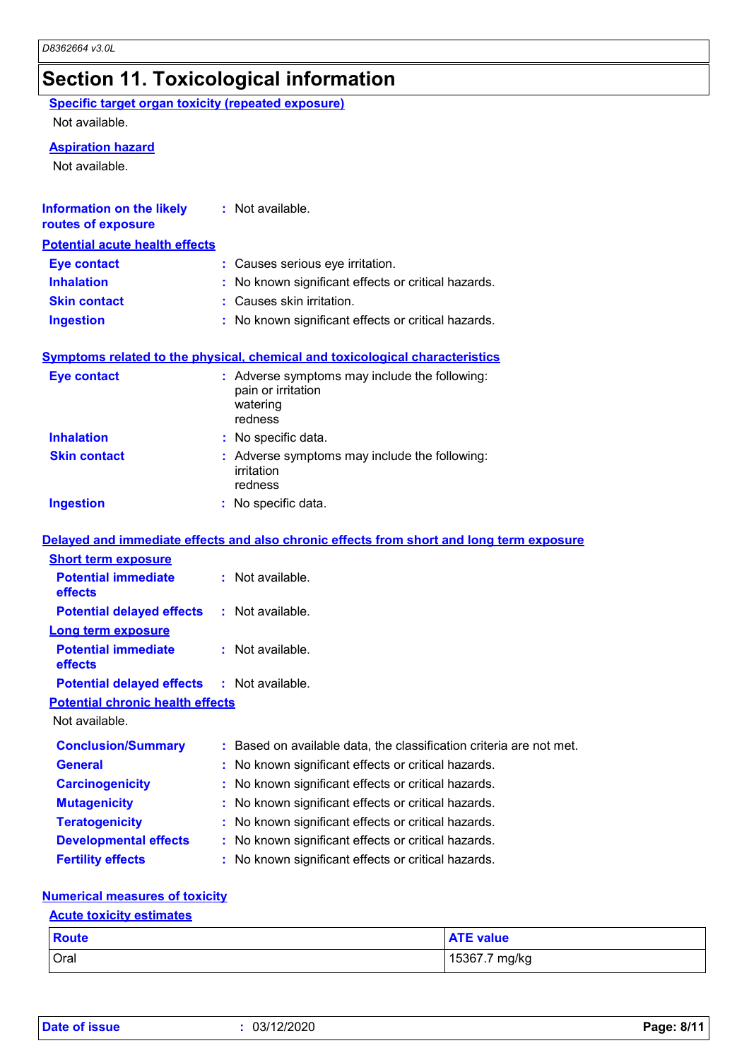## Section 11. Toxicological information

**Specific target organ toxicity (repeated exposure)**

Not available.

**Aspiration hazard**

Not available.

**Information on the likely routes of exposure** : Not available.

**Potential acute health effects**

**Eye contact** : Causes serious eye irritation.

**Inhalation** : No known significant effects or critical hazards.

**Skin contact** : Causes skin irritation.

**Ingestion** : No known significant effects or critical hazards.

**Symptoms related to the physical, chemical and toxicological characteristics**

**Eye contact** : Adverse symptoms may include the following:
pain or irritation
watering
redness

**Inhalation** : No specific data.

**Skin contact** : Adverse symptoms may include the following:
irritation
redness

**Ingestion** : No specific data.

**Delayed and immediate effects and also chronic effects from short and long term exposure**

**Short term exposure**

**Potential immediate effects** : Not available.

**Potential delayed effects** : Not available.

**Long term exposure**

**Potential immediate effects** : Not available.

**Potential delayed effects** : Not available.

**Potential chronic health effects**

Not available.

**Conclusion/Summary** : Based on available data, the classification criteria are not met.

**General** : No known significant effects or critical hazards.

**Carcinogenicity** : No known significant effects or critical hazards.

**Mutagenicity** : No known significant effects or critical hazards.

**Teratogenicity** : No known significant effects or critical hazards.

**Developmental effects** : No known significant effects or critical hazards.

**Fertility effects** : No known significant effects or critical hazards.

**Numerical measures of toxicity**

**Acute toxicity estimates**

| Route | ATE value |
|---|---|
| Oral | 15367.7 mg/kg |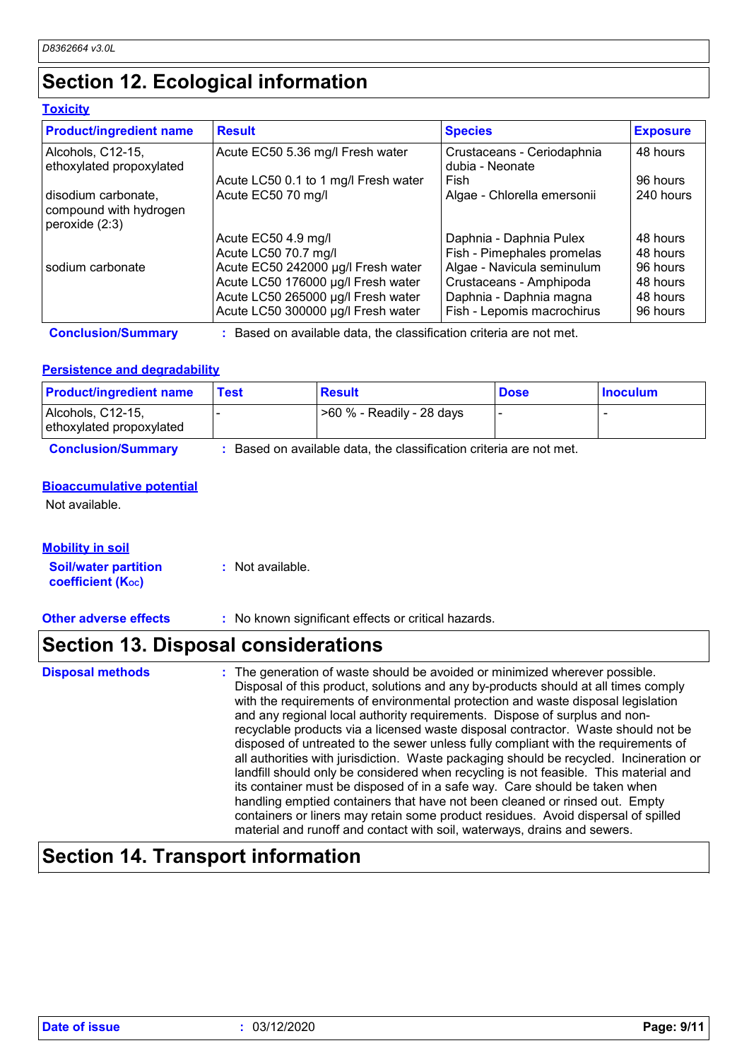## Section 12. Ecological information

### Toxicity

| Product/ingredient name | Result | Species | Exposure |
|---|---|---|---|
| Alcohols, C12-15, ethoxylated propoxylated | Acute EC50 5.36 mg/l Fresh water | Crustaceans - Ceriodaphnia dubia - Neonate | 48 hours |
| | Acute LC50 0.1 to 1 mg/l Fresh water | Fish | 96 hours |
| disodium carbonate, compound with hydrogen peroxide (2:3) | Acute EC50 70 mg/l | Algae - Chlorella emersonii | 240 hours |
| | Acute EC50 4.9 mg/l | Daphnia - Daphnia Pulex | 48 hours |
| | Acute LC50 70.7 mg/l | Fish - Pimephales promelas | 48 hours |
| sodium carbonate | Acute EC50 242000 µg/l Fresh water | Algae - Navicula seminulum | 96 hours |
| | Acute LC50 176000 µg/l Fresh water | Crustaceans - Amphipoda | 48 hours |
| | Acute LC50 265000 µg/l Fresh water | Daphnia - Daphnia magna | 48 hours |
| | Acute LC50 300000 µg/l Fresh water | Fish - Lepomis macrochirus | 96 hours |

**Conclusion/Summary** : Based on available data, the classification criteria are not met.

### Persistence and degradability

| Product/ingredient name | Test | Result | Dose | Inoculum |
|---|---|---|---|---|
| Alcohols, C12-15, ethoxylated propoxylated | - | >60 % - Readily - 28 days | - | - |

**Conclusion/Summary** : Based on available data, the classification criteria are not met.

### Bioaccumulative potential

Not available.

### Mobility in soil

**Soil/water partition coefficient ($K_{oc}$)** : Not available.

**Other adverse effects** : No known significant effects or critical hazards.

## Section 13. Disposal considerations

**Disposal methods** : The generation of waste should be avoided or minimized wherever possible. Disposal of this product, solutions and any by-products should at all times comply with the requirements of environmental protection and waste disposal legislation and any regional local authority requirements. Dispose of surplus and non-recyclable products via a licensed waste disposal contractor. Waste should not be disposed of untreated to the sewer unless fully compliant with the requirements of all authorities with jurisdiction. Waste packaging should be recycled. Incineration or landfill should only be considered when recycling is not feasible. This material and its container must be disposed of in a safe way. Care should be taken when handling emptied containers that have not been cleaned or rinsed out. Empty containers or liners may retain some product residues. Avoid dispersal of spilled material and runoff and contact with soil, waterways, drains and sewers.

## Section 14. Transport information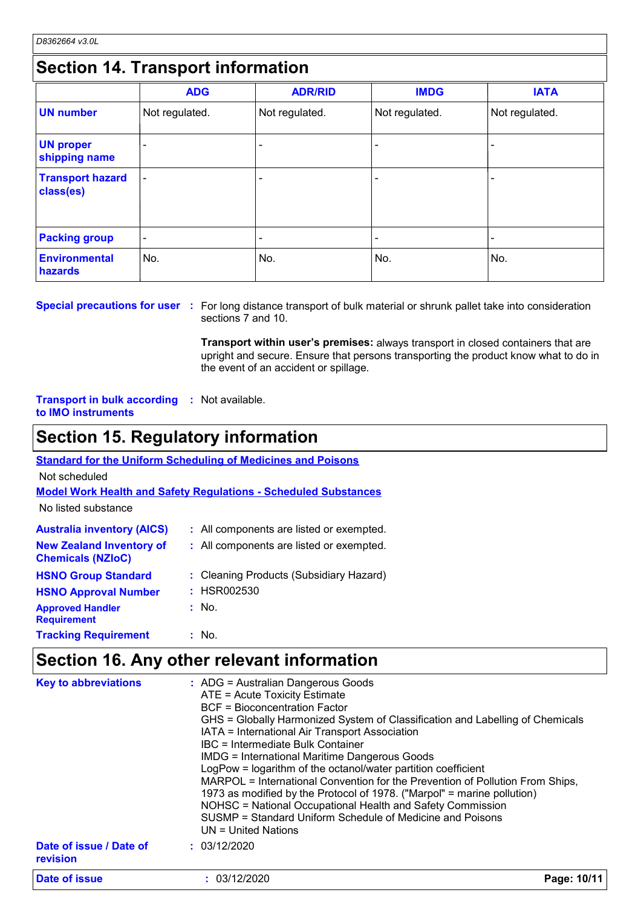## Section 14. Transport information

| | ADG | ADR/RID | IMDG | IATA |
|---|---|---|---|---|
| **UN number** | Not regulated. | Not regulated. | Not regulated. | Not regulated. |
| **UN proper shipping name** | - | - | - | - |
| **Transport hazard class(es)** | - | - | - | - |
| **Packing group** | - | - | - | - |
| **Environmental hazards** | No. | No. | No. | No. |

**Special precautions for user** : For long distance transport of bulk material or shrunk pallet take into consideration sections 7 and 10.

**Transport within user's premises:** always transport in closed containers that are upright and secure. Ensure that persons transporting the product know what to do in the event of an accident or spillage.

**Transport in bulk according to IMO instruments** : Not available.

## Section 15. Regulatory information

**Standard for the Uniform Scheduling of Medicines and Poisons**

Not scheduled

**Model Work Health and Safety Regulations - Scheduled Substances**

No listed substance

**Australia inventory (AICS)** : All components are listed or exempted.

**New Zealand Inventory of Chemicals (NZIoC)** : All components are listed or exempted.

**HSNO Group Standard** : Cleaning Products (Subsidiary Hazard)

**HSNO Approval Number** : HSR002530

**Approved Handler Requirement** : No.

**Tracking Requirement** : No.

## Section 16. Any other relevant information

**Key to abbreviations** :
ADG = Australian Dangerous Goods
ATE = Acute Toxicity Estimate
BCF = Bioconcentration Factor
GHS = Globally Harmonized System of Classification and Labelling of Chemicals
IATA = International Air Transport Association
IBC = Intermediate Bulk Container
IMDG = International Maritime Dangerous Goods
LogPow = logarithm of the octanol/water partition coefficient
MARPOL = International Convention for the Prevention of Pollution From Ships, 1973 as modified by the Protocol of 1978. ("Marpol" = marine pollution)
NOHSC = National Occupational Health and Safety Commission
SUSMP = Standard Uniform Schedule of Medicine and Poisons
UN = United Nations

**Date of issue / Date of revision** : 03/12/2020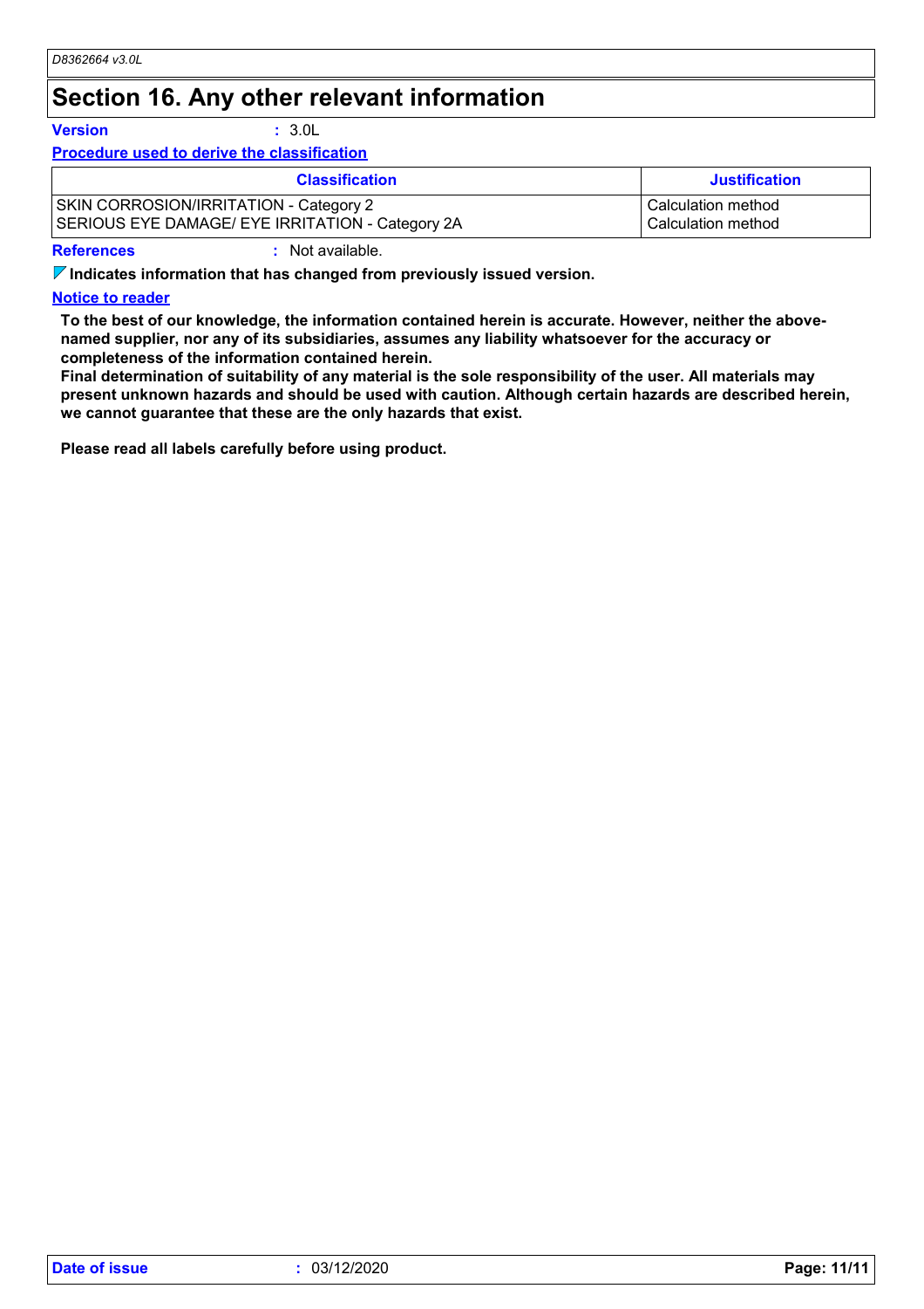## Section 16. Any other relevant information

**Version** : 3.0L

**Procedure used to derive the classification**

| Classification | Justification |
|---|---|
| SKIN CORROSION/IRRITATION - Category 2 | Calculation method |
| SERIOUS EYE DAMAGE/ EYE IRRITATION - Category 2A | Calculation method |

**References** : Not available.

**Indicates information that has changed from previously issued version.**

**Notice to reader**

**To the best of our knowledge, the information contained herein is accurate. However, neither the above-named supplier, nor any of its subsidiaries, assumes any liability whatsoever for the accuracy or completeness of the information contained herein.**
**Final determination of suitability of any material is the sole responsibility of the user. All materials may present unknown hazards and should be used with caution. Although certain hazards are described herein, we cannot guarantee that these are the only hazards that exist.**

**Please read all labels carefully before using product.**

**Date of issue** : 03/12/2020